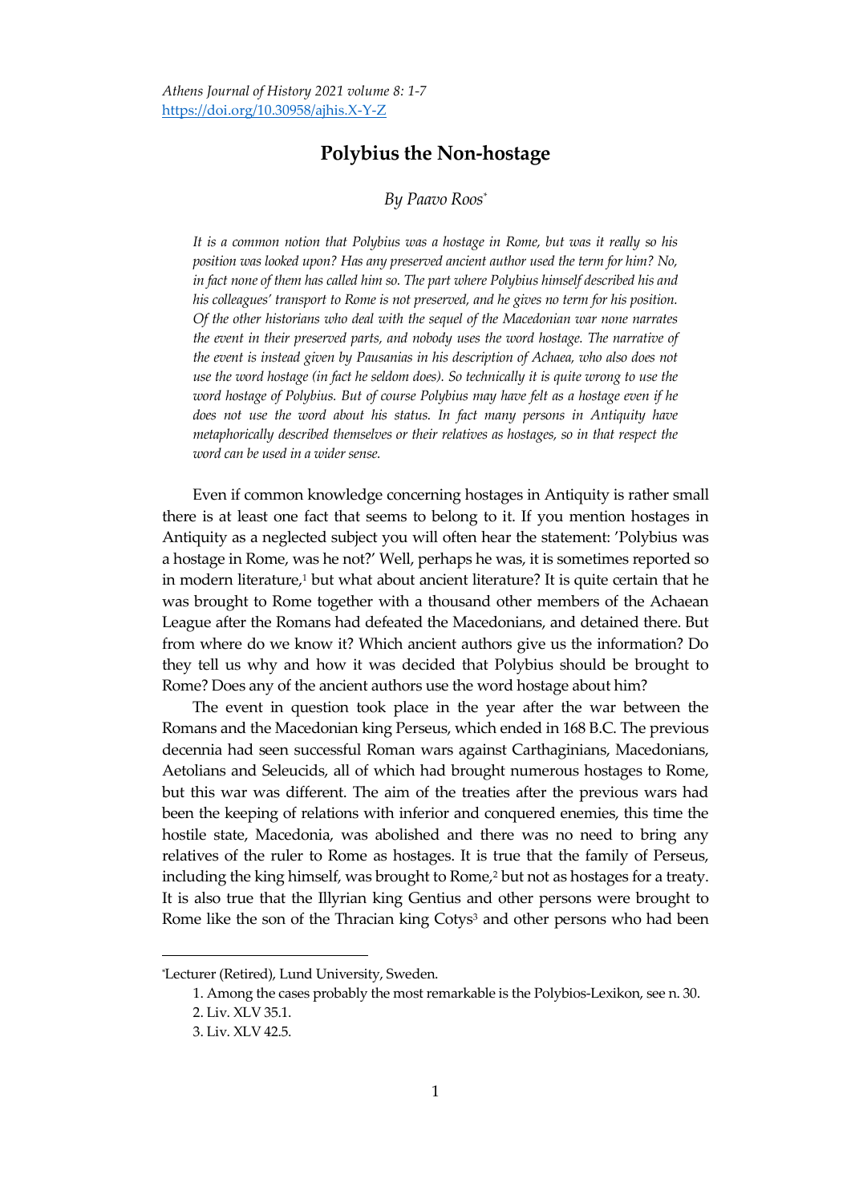Athens Journal of History 2021 volume 8: 1-7
https://doi.org/10.30958/ajhis.X-Y-Z

# Polybius the Non-hostage

*By Paavo Roos*[*]

*It is a common notion that Polybius was a hostage in Rome, but was it really so his position was looked upon? Has any preserved ancient author used the term for him? No, in fact none of them has called him so. The part where Polybius himself described his and his colleagues' transport to Rome is not preserved, and he gives no term for his position. Of the other historians who deal with the sequel of the Macedonian war none narrates the event in their preserved parts, and nobody uses the word hostage. The narrative of the event is instead given by Pausanias in his description of Achaea, who also does not use the word hostage (in fact he seldom does). So technically it is quite wrong to use the word hostage of Polybius. But of course Polybius may have felt as a hostage even if he does not use the word about his status. In fact many persons in Antiquity have metaphorically described themselves or their relatives as hostages, so in that respect the word can be used in a wider sense.*

Even if common knowledge concerning hostages in Antiquity is rather small there is at least one fact that seems to belong to it. If you mention hostages in Antiquity as a neglected subject you will often hear the statement: 'Polybius was a hostage in Rome, was he not?' Well, perhaps he was, it is sometimes reported so in modern literature,[1] but what about ancient literature? It is quite certain that he was brought to Rome together with a thousand other members of the Achaean League after the Romans had defeated the Macedonians, and detained there. But from where do we know it? Which ancient authors give us the information? Do they tell us why and how it was decided that Polybius should be brought to Rome? Does any of the ancient authors use the word hostage about him?

The event in question took place in the year after the war between the Romans and the Macedonian king Perseus, which ended in 168 B.C. The previous decennia had seen successful Roman wars against Carthaginians, Macedonians, Aetolians and Seleucids, all of which had brought numerous hostages to Rome, but this war was different. The aim of the treaties after the previous wars had been the keeping of relations with inferior and conquered enemies, this time the hostile state, Macedonia, was abolished and there was no need to bring any relatives of the ruler to Rome as hostages. It is true that the family of Perseus, including the king himself, was brought to Rome,[2] but not as hostages for a treaty. It is also true that the Illyrian king Gentius and other persons were brought to Rome like the son of the Thracian king Cotys[3] and other persons who had been

---

[*]Lecturer (Retired), Lund University, Sweden.

1. Among the cases probably the most remarkable is the Polybios-Lexikon, see n. 30.
2. Liv. XLV 35.1.
3. Liv. XLV 42.5.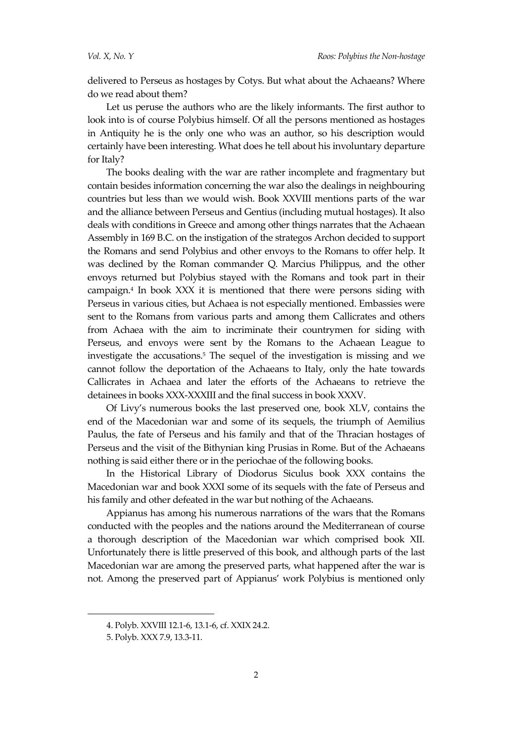delivered to Perseus as hostages by Cotys. But what about the Achaeans? Where do we read about them?

Let us peruse the authors who are the likely informants. The first author to look into is of course Polybius himself. Of all the persons mentioned as hostages in Antiquity he is the only one who was an author, so his description would certainly have been interesting. What does he tell about his involuntary departure for Italy?

The books dealing with the war are rather incomplete and fragmentary but contain besides information concerning the war also the dealings in neighbouring countries but less than we would wish. Book XXVIII mentions parts of the war and the alliance between Perseus and Gentius (including mutual hostages). It also deals with conditions in Greece and among other things narrates that the Achaean Assembly in 169 B.C. on the instigation of the strategos Archon decided to support the Romans and send Polybius and other envoys to the Romans to offer help. It was declined by the Roman commander Q. Marcius Philippus, and the other envoys returned but Polybius stayed with the Romans and took part in their campaign.[4] In book XXX it is mentioned that there were persons siding with Perseus in various cities, but Achaea is not especially mentioned. Embassies were sent to the Romans from various parts and among them Callicrates and others from Achaea with the aim to incriminate their countrymen for siding with Perseus, and envoys were sent by the Romans to the Achaean League to investigate the accusations.[5] The sequel of the investigation is missing and we cannot follow the deportation of the Achaeans to Italy, only the hate towards Callicrates in Achaea and later the efforts of the Achaeans to retrieve the detainees in books XXX-XXXIII and the final success in book XXXV.

Of Livy's numerous books the last preserved one, book XLV, contains the end of the Macedonian war and some of its sequels, the triumph of Aemilius Paulus, the fate of Perseus and his family and that of the Thracian hostages of Perseus and the visit of the Bithynian king Prusias in Rome. But of the Achaeans nothing is said either there or in the periochae of the following books.

In the Historical Library of Diodorus Siculus book XXX contains the Macedonian war and book XXXI some of its sequels with the fate of Perseus and his family and other defeated in the war but nothing of the Achaeans.

Appianus has among his numerous narrations of the wars that the Romans conducted with the peoples and the nations around the Mediterranean of course a thorough description of the Macedonian war which comprised book XII. Unfortunately there is little preserved of this book, and although parts of the last Macedonian war are among the preserved parts, what happened after the war is not. Among the preserved part of Appianus' work Polybius is mentioned only

4. Polyb. XXVIII 12.1-6, 13.1-6, cf. XXIX 24.2.

5. Polyb. XXX 7.9, 13.3-11.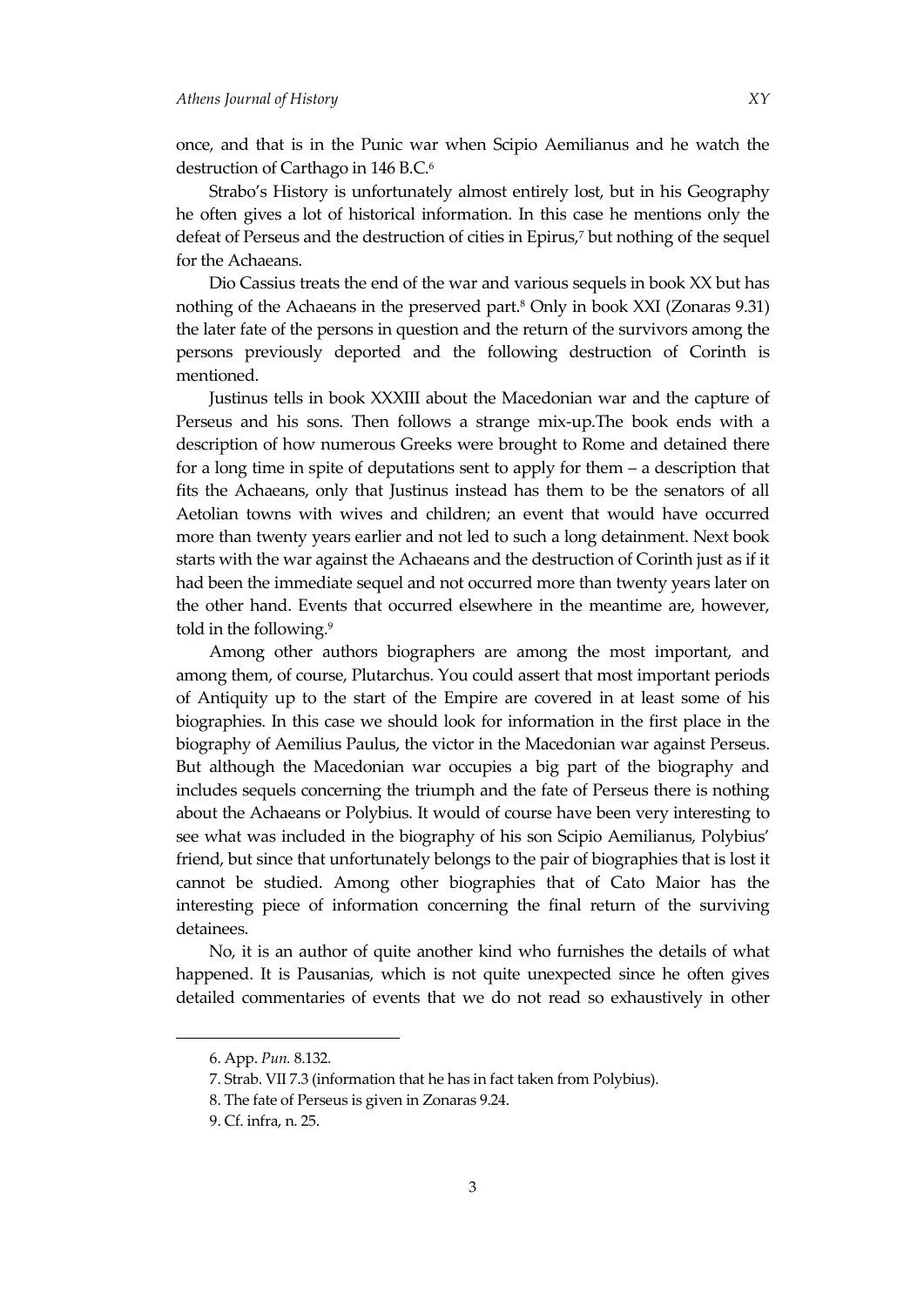once, and that is in the Punic war when Scipio Aemilianus and he watch the destruction of Carthago in 146 B.C.[6]

Strabo's History is unfortunately almost entirely lost, but in his Geography he often gives a lot of historical information. In this case he mentions only the defeat of Perseus and the destruction of cities in Epirus,[7] but nothing of the sequel for the Achaeans.

Dio Cassius treats the end of the war and various sequels in book XX but has nothing of the Achaeans in the preserved part.[8] Only in book XXI (Zonaras 9.31) the later fate of the persons in question and the return of the survivors among the persons previously deported and the following destruction of Corinth is mentioned.

Justinus tells in book XXXIII about the Macedonian war and the capture of Perseus and his sons. Then follows a strange mix-up.The book ends with a description of how numerous Greeks were brought to Rome and detained there for a long time in spite of deputations sent to apply for them – a description that fits the Achaeans, only that Justinus instead has them to be the senators of all Aetolian towns with wives and children; an event that would have occurred more than twenty years earlier and not led to such a long detainment. Next book starts with the war against the Achaeans and the destruction of Corinth just as if it had been the immediate sequel and not occurred more than twenty years later on the other hand. Events that occurred elsewhere in the meantime are, however, told in the following.[9]

Among other authors biographers are among the most important, and among them, of course, Plutarchus. You could assert that most important periods of Antiquity up to the start of the Empire are covered in at least some of his biographies. In this case we should look for information in the first place in the biography of Aemilius Paulus, the victor in the Macedonian war against Perseus. But although the Macedonian war occupies a big part of the biography and includes sequels concerning the triumph and the fate of Perseus there is nothing about the Achaeans or Polybius. It would of course have been very interesting to see what was included in the biography of his son Scipio Aemilianus, Polybius' friend, but since that unfortunately belongs to the pair of biographies that is lost it cannot be studied. Among other biographies that of Cato Maior has the interesting piece of information concerning the final return of the surviving detainees.

No, it is an author of quite another kind who furnishes the details of what happened. It is Pausanias, which is not quite unexpected since he often gives detailed commentaries of events that we do not read so exhaustively in other

---

6. App. *Pun.* 8.132.

7. Strab. VII 7.3 (information that he has in fact taken from Polybius).

8. The fate of Perseus is given in Zonaras 9.24.

9. Cf. infra, n. 25.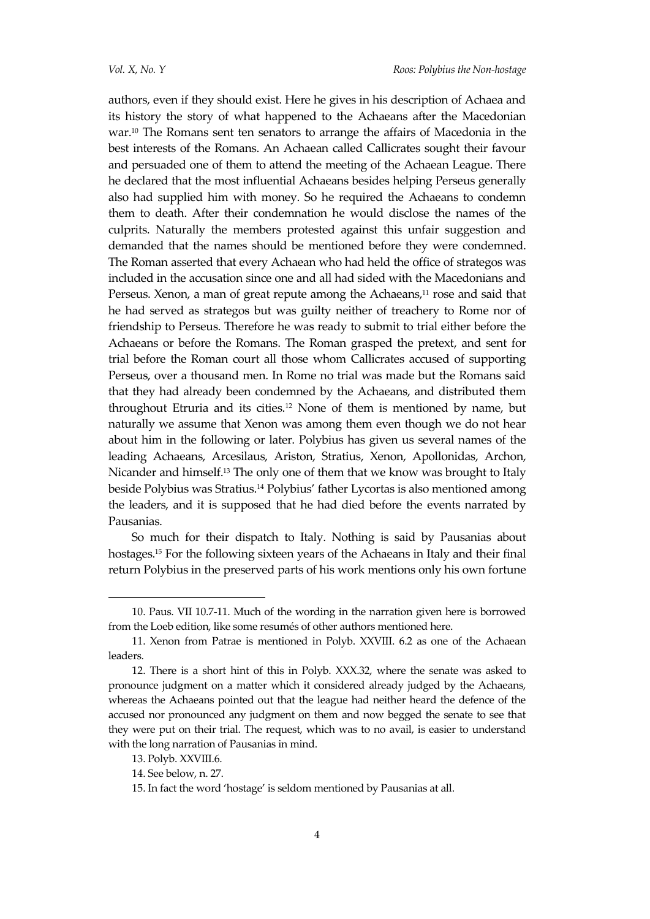authors, even if they should exist. Here he gives in his description of Achaea and its history the story of what happened to the Achaeans after the Macedonian war.[10] The Romans sent ten senators to arrange the affairs of Macedonia in the best interests of the Romans. An Achaean called Callicrates sought their favour and persuaded one of them to attend the meeting of the Achaean League. There he declared that the most influential Achaeans besides helping Perseus generally also had supplied him with money. So he required the Achaeans to condemn them to death. After their condemnation he would disclose the names of the culprits. Naturally the members protested against this unfair suggestion and demanded that the names should be mentioned before they were condemned. The Roman asserted that every Achaean who had held the office of strategos was included in the accusation since one and all had sided with the Macedonians and Perseus. Xenon, a man of great repute among the Achaeans,[11] rose and said that he had served as strategos but was guilty neither of treachery to Rome nor of friendship to Perseus. Therefore he was ready to submit to trial either before the Achaeans or before the Romans. The Roman grasped the pretext, and sent for trial before the Roman court all those whom Callicrates accused of supporting Perseus, over a thousand men. In Rome no trial was made but the Romans said that they had already been condemned by the Achaeans, and distributed them throughout Etruria and its cities.[12] None of them is mentioned by name, but naturally we assume that Xenon was among them even though we do not hear about him in the following or later. Polybius has given us several names of the leading Achaeans, Arcesilaus, Ariston, Stratius, Xenon, Apollonidas, Archon, Nicander and himself.[13] The only one of them that we know was brought to Italy beside Polybius was Stratius.[14] Polybius' father Lycortas is also mentioned among the leaders, and it is supposed that he had died before the events narrated by Pausanias.

So much for their dispatch to Italy. Nothing is said by Pausanias about hostages.[15] For the following sixteen years of the Achaeans in Italy and their final return Polybius in the preserved parts of his work mentions only his own fortune

---

10. Paus. VII 10.7-11. Much of the wording in the narration given here is borrowed from the Loeb edition, like some resumés of other authors mentioned here.

11. Xenon from Patrae is mentioned in Polyb. XXVIII. 6.2 as one of the Achaean leaders.

12. There is a short hint of this in Polyb. XXX.32, where the senate was asked to pronounce judgment on a matter which it considered already judged by the Achaeans, whereas the Achaeans pointed out that the league had neither heard the defence of the accused nor pronounced any judgment on them and now begged the senate to see that they were put on their trial. The request, which was to no avail, is easier to understand with the long narration of Pausanias in mind.

13. Polyb. XXVIII.6.

14. See below, n. 27.

15. In fact the word 'hostage' is seldom mentioned by Pausanias at all.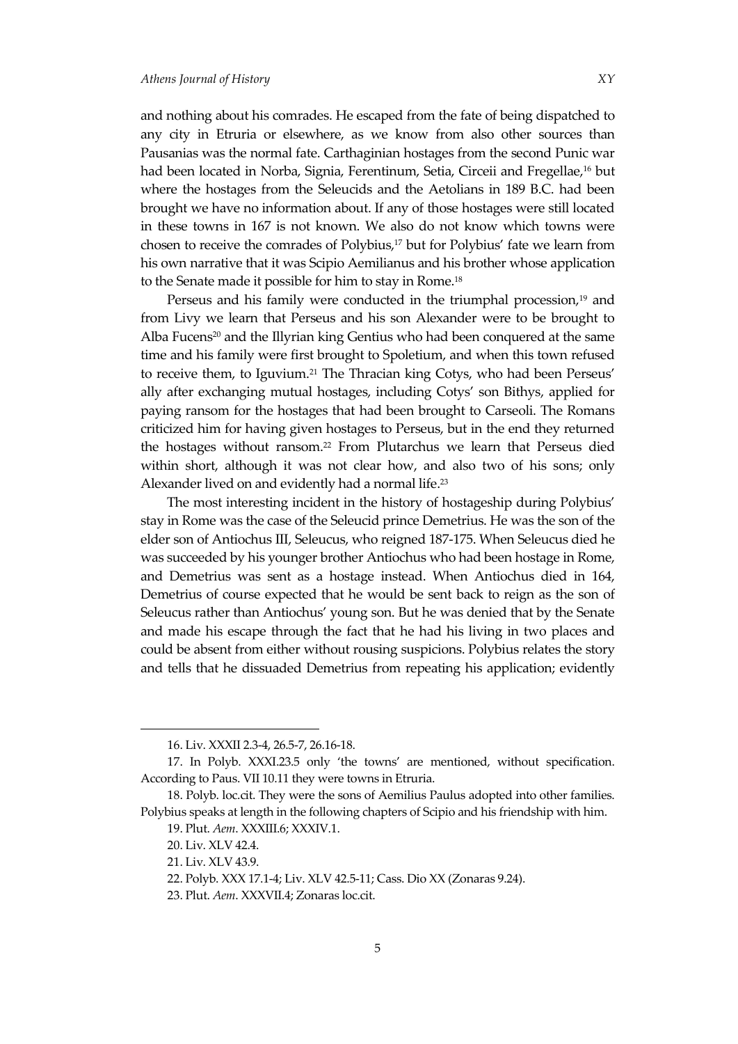and nothing about his comrades. He escaped from the fate of being dispatched to any city in Etruria or elsewhere, as we know from also other sources than Pausanias was the normal fate. Carthaginian hostages from the second Punic war had been located in Norba, Signia, Ferentinum, Setia, Circeii and Fregellae,[16] but where the hostages from the Seleucids and the Aetolians in 189 B.C. had been brought we have no information about. If any of those hostages were still located in these towns in 167 is not known. We also do not know which towns were chosen to receive the comrades of Polybius,[17] but for Polybius' fate we learn from his own narrative that it was Scipio Aemilianus and his brother whose application to the Senate made it possible for him to stay in Rome.[18]

Perseus and his family were conducted in the triumphal procession,[19] and from Livy we learn that Perseus and his son Alexander were to be brought to Alba Fucens[20] and the Illyrian king Gentius who had been conquered at the same time and his family were first brought to Spoletium, and when this town refused to receive them, to Iguvium.[21] The Thracian king Cotys, who had been Perseus' ally after exchanging mutual hostages, including Cotys' son Bithys, applied for paying ransom for the hostages that had been brought to Carseoli. The Romans criticized him for having given hostages to Perseus, but in the end they returned the hostages without ransom.[22] From Plutarchus we learn that Perseus died within short, although it was not clear how, and also two of his sons; only Alexander lived on and evidently had a normal life.[23]

The most interesting incident in the history of hostageship during Polybius' stay in Rome was the case of the Seleucid prince Demetrius. He was the son of the elder son of Antiochus III, Seleucus, who reigned 187-175. When Seleucus died he was succeeded by his younger brother Antiochus who had been hostage in Rome, and Demetrius was sent as a hostage instead. When Antiochus died in 164, Demetrius of course expected that he would be sent back to reign as the son of Seleucus rather than Antiochus' young son. But he was denied that by the Senate and made his escape through the fact that he had his living in two places and could be absent from either without rousing suspicions. Polybius relates the story and tells that he dissuaded Demetrius from repeating his application; evidently

---

16. Liv. XXXII 2.3-4, 26.5-7, 26.16-18.

17. In Polyb. XXXI.23.5 only 'the towns' are mentioned, without specification. According to Paus. VII 10.11 they were towns in Etruria.

18. Polyb. loc.cit. They were the sons of Aemilius Paulus adopted into other families. Polybius speaks at length in the following chapters of Scipio and his friendship with him.

19. Plut. *Aem.* XXXIII.6; XXXIV.1.

20. Liv. XLV 42.4.

21. Liv. XLV 43.9.

22. Polyb. XXX 17.1-4; Liv. XLV 42.5-11; Cass. Dio XX (Zonaras 9.24).

23. Plut. *Aem.* XXXVII.4; Zonaras loc.cit.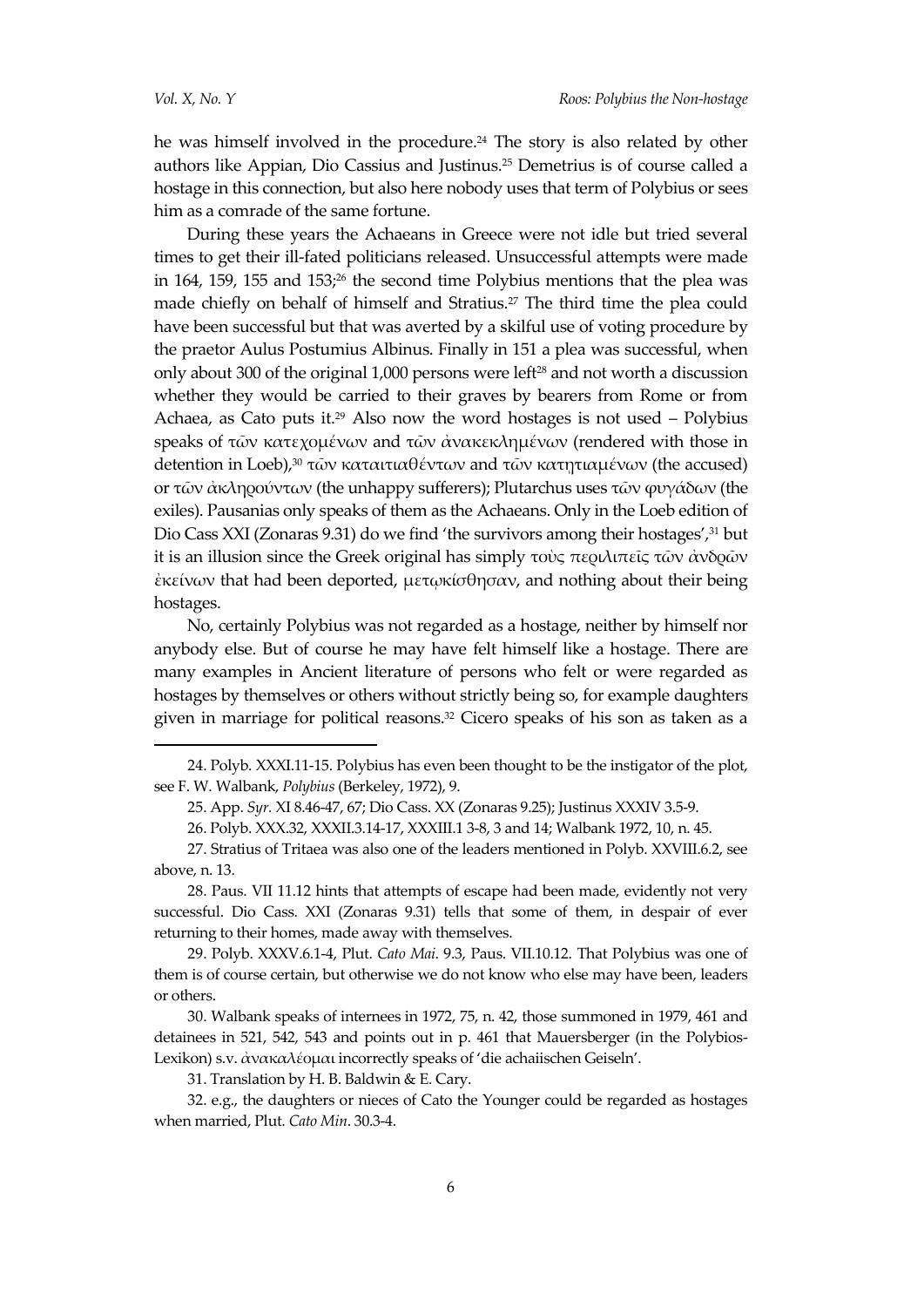he was himself involved in the procedure.[24] The story is also related by other authors like Appian, Dio Cassius and Justinus.[25] Demetrius is of course called a hostage in this connection, but also here nobody uses that term of Polybius or sees him as a comrade of the same fortune.

During these years the Achaeans in Greece were not idle but tried several times to get their ill-fated politicians released. Unsuccessful attempts were made in 164, 159, 155 and 153;[26] the second time Polybius mentions that the plea was made chiefly on behalf of himself and Stratius.[27] The third time the plea could have been successful but that was averted by a skilful use of voting procedure by the praetor Aulus Postumius Albinus. Finally in 151 a plea was successful, when only about 300 of the original 1,000 persons were left[28] and not worth a discussion whether they would be carried to their graves by bearers from Rome or from Achaea, as Cato puts it.[29] Also now the word hostages is not used – Polybius speaks of τῶν κατεχομένων and τῶν ἀνακεκλημένων (rendered with those in detention in Loeb),[30] τῶν καταιτιαθέντων and τῶν κατητιαμένων (the accused) or τῶν ἀκληρούντων (the unhappy sufferers); Plutarchus uses τῶν φυγάδων (the exiles). Pausanias only speaks of them as the Achaeans. Only in the Loeb edition of Dio Cass XXI (Zonaras 9.31) do we find 'the survivors among their hostages',[31] but it is an illusion since the Greek original has simply τοὺς περιλιπεῖς τῶν ἀνδρῶν ἐκείνων that had been deported, μετῳκίσθησαν, and nothing about their being hostages.

No, certainly Polybius was not regarded as a hostage, neither by himself nor anybody else. But of course he may have felt himself like a hostage. There are many examples in Ancient literature of persons who felt or were regarded as hostages by themselves or others without strictly being so, for example daughters given in marriage for political reasons.[32] Cicero speaks of his son as taken as a

---

24. Polyb. XXXI.11-15. Polybius has even been thought to be the instigator of the plot, see F. W. Walbank, *Polybius* (Berkeley, 1972), 9.

25. App. *Syr.* XI 8.46-47, 67; Dio Cass. XX (Zonaras 9.25); Justinus XXXIV 3.5-9.

26. Polyb. XXX.32, XXXII.3.14-17, XXXIII.1 3-8, 3 and 14; Walbank 1972, 10, n. 45.

27. Stratius of Tritaea was also one of the leaders mentioned in Polyb. XXVIII.6.2, see above, n. 13.

28. Paus. VII 11.12 hints that attempts of escape had been made, evidently not very successful. Dio Cass. XXI (Zonaras 9.31) tells that some of them, in despair of ever returning to their homes, made away with themselves.

29. Polyb. XXXV.6.1-4, Plut. *Cato Mai*. 9.3, Paus. VII.10.12. That Polybius was one of them is of course certain, but otherwise we do not know who else may have been, leaders or others.

30. Walbank speaks of internees in 1972, 75, n. 42, those summoned in 1979, 461 and detainees in 521, 542, 543 and points out in p. 461 that Mauersberger (in the Polybios-Lexikon) s.v. ἀνακαλέομαι incorrectly speaks of 'die achaiischen Geiseln'.

31. Translation by H. B. Baldwin & E. Cary.

32. e.g., the daughters or nieces of Cato the Younger could be regarded as hostages when married, Plut. *Cato Min*. 30.3-4.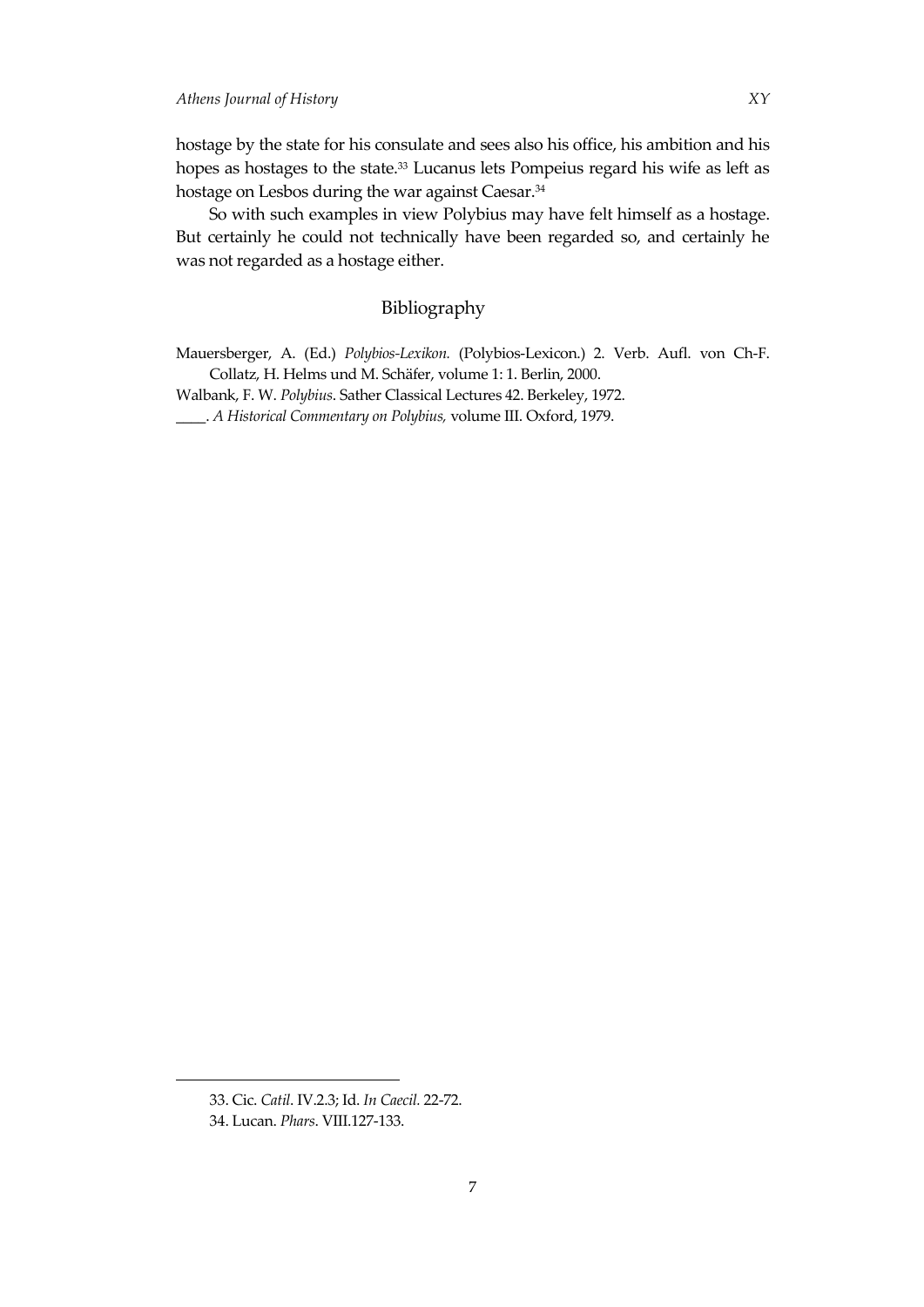hostage by the state for his consulate and sees also his office, his ambition and his hopes as hostages to the state.[33] Lucanus lets Pompeius regard his wife as left as hostage on Lesbos during the war against Caesar.[34]

So with such examples in view Polybius may have felt himself as a hostage. But certainly he could not technically have been regarded so, and certainly he was not regarded as a hostage either.

## Bibliography

Mauersberger, A. (Ed.) *Polybios-Lexikon.* (Polybios-Lexicon.) 2. Verb. Aufl. von Ch-F. Collatz, H. Helms und M. Schäfer, volume 1: 1. Berlin, 2000.

Walbank, F. W. *Polybius*. Sather Classical Lectures 42. Berkeley, 1972.

\_\_\_\_. *A Historical Commentary on Polybius,* volume III. Oxford, 1979.

---

33. Cic. *Catil*. IV.2.3; Id. *In Caecil.* 22-72.

34. Lucan. *Phars.* VIII.127-133.